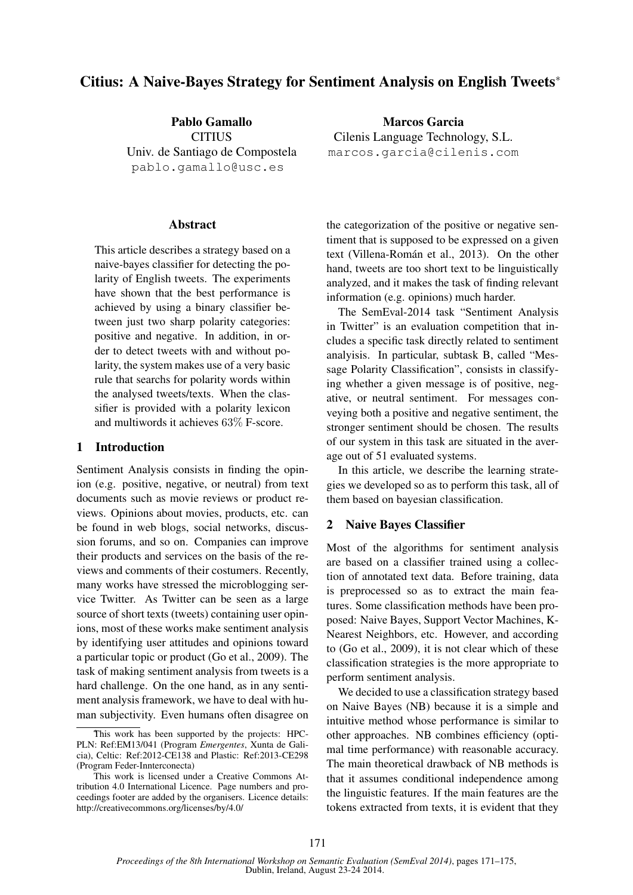# Citius: A Naive-Bayes Strategy for Sentiment Analysis on English Tweets*

**Pablo Gamallo**
CITIUS
Univ. de Santiago de Compostela
pablo.gamallo@usc.es

**Marcos Garcia**
Cilenis Language Technology, S.L.
marcos.garcia@cilenis.com

## Abstract

This article describes a strategy based on a naive-bayes classifier for detecting the polarity of English tweets. The experiments have shown that the best performance is achieved by using a binary classifier between just two sharp polarity categories: positive and negative. In addition, in order to detect tweets with and without polarity, the system makes use of a very basic rule that searchs for polarity words within the analysed tweets/texts. When the classifier is provided with a polarity lexicon and multiwords it achieves 63% F-score.

## 1 Introduction

Sentiment Analysis consists in finding the opinion (e.g. positive, negative, or neutral) from text documents such as movie reviews or product reviews. Opinions about movies, products, etc. can be found in web blogs, social networks, discussion forums, and so on. Companies can improve their products and services on the basis of the reviews and comments of their costumers. Recently, many works have stressed the microblogging service Twitter. As Twitter can be seen as a large source of short texts (tweets) containing user opinions, most of these works make sentiment analysis by identifying user attitudes and opinions toward a particular topic or product (Go et al., 2009). The task of making sentiment analysis from tweets is a hard challenge. On the one hand, as in any sentiment analysis framework, we have to deal with human subjectivity. Even humans often disagree on the categorization of the positive or negative sentiment that is supposed to be expressed on a given text (Villena-Román et al., 2013). On the other hand, tweets are too short text to be linguistically analyzed, and it makes the task of finding relevant information (e.g. opinions) much harder.

The SemEval-2014 task "Sentiment Analysis in Twitter" is an evaluation competition that includes a specific task directly related to sentiment analysis. In particular, subtask B, called "Message Polarity Classification", consists in classifying whether a given message is of positive, negative, or neutral sentiment. For messages conveying both a positive and negative sentiment, the stronger sentiment should be chosen. The results of our system in this task are situated in the average out of 51 evaluated systems.

In this article, we describe the learning strategies we developed so as to perform this task, all of them based on bayesian classification.

## 2 Naive Bayes Classifier

Most of the algorithms for sentiment analysis are based on a classifier trained using a collection of annotated text data. Before training, data is preprocessed so as to extract the main features. Some classification methods have been proposed: Naive Bayes, Support Vector Machines, K-Nearest Neighbors, etc. However, and according to (Go et al., 2009), it is not clear which of these classification strategies is the more appropriate to perform sentiment analysis.

We decided to use a classification strategy based on Naive Bayes (NB) because it is a simple and intuitive method whose performance is similar to other approaches. NB combines efficiency (optimal time performance) with reasonable accuracy. The main theoretical drawback of NB methods is that it assumes conditional independence among the linguistic features. If the main features are the tokens extracted from texts, it is evident that they

---

*This work has been supported by the projects: HPC-PLN: Ref:EM13/041 (Program *Emergentes*, Xunta de Galicia), Celtic: Ref:2012-CE138 and Plastic: Ref:2013-CE298 (Program Feder-Innterconecta)

This work is licensed under a Creative Commons Attribution 4.0 International Licence. Page numbers and proceedings footer are added by the organisers. Licence details: http://creativecommons.org/licenses/by/4.0/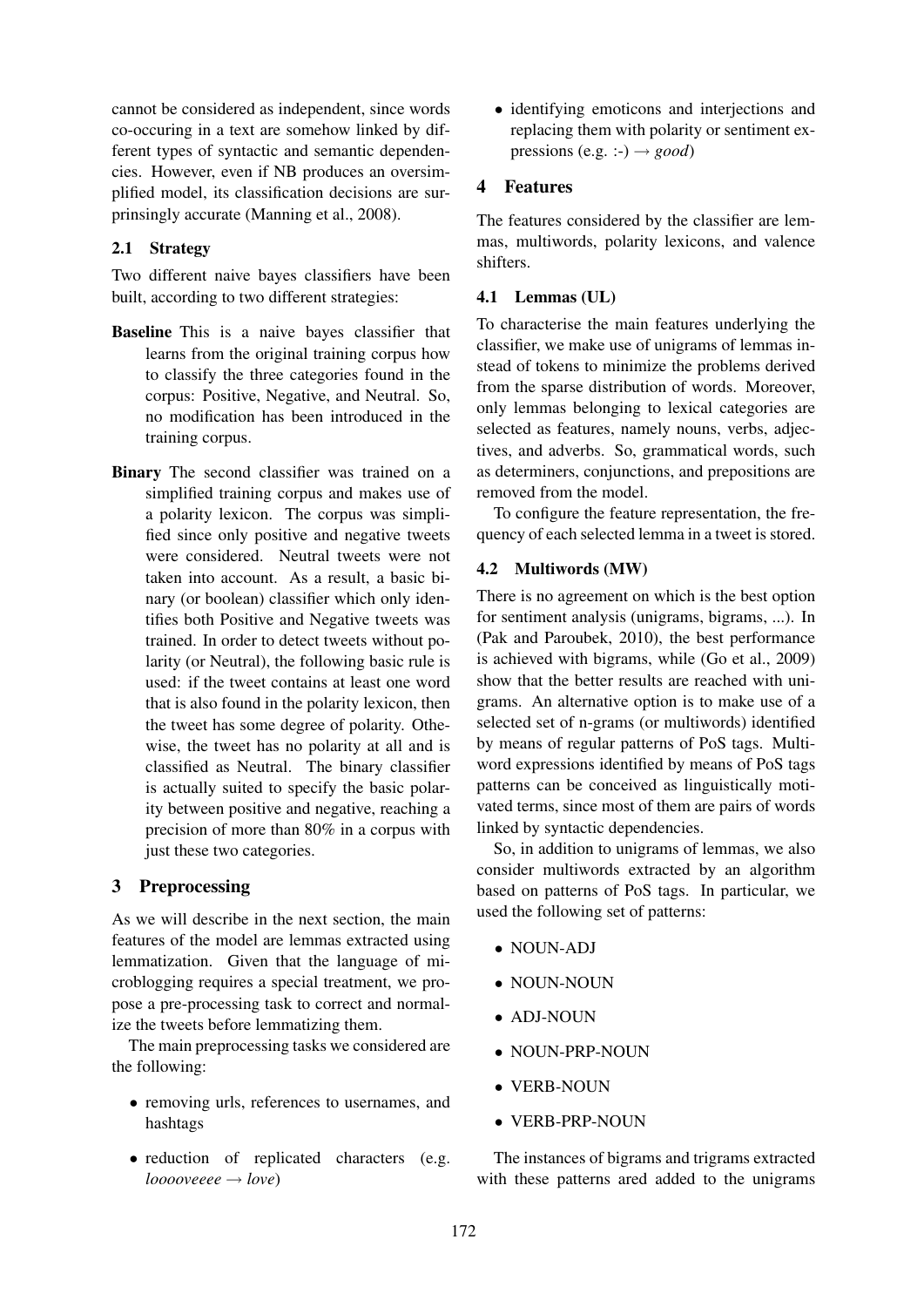cannot be considered as independent, since words co-occuring in a text are somehow linked by different types of syntactic and semantic dependencies. However, even if NB produces an oversimplified model, its classification decisions are surprinsingly accurate (Manning et al., 2008).

### 2.1 Strategy

Two different naive bayes classifiers have been built, according to two different strategies:

**Baseline** This is a naive bayes classifier that learns from the original training corpus how to classify the three categories found in the corpus: Positive, Negative, and Neutral. So, no modification has been introduced in the training corpus.

**Binary** The second classifier was trained on a simplified training corpus and makes use of a polarity lexicon. The corpus was simplified since only positive and negative tweets were considered. Neutral tweets were not taken into account. As a result, a basic binary (or boolean) classifier which only identifies both Positive and Negative tweets was trained. In order to detect tweets without polarity (or Neutral), the following basic rule is used: if the tweet contains at least one word that is also found in the polarity lexicon, then the tweet has some degree of polarity. Othewise, the tweet has no polarity at all and is classified as Neutral. The binary classifier is actually suited to specify the basic polarity between positive and negative, reaching a precision of more than 80% in a corpus with just these two categories.

## 3 Preprocessing

As we will describe in the next section, the main features of the model are lemmas extracted using lemmatization. Given that the language of microblogging requires a special treatment, we propose a pre-processing task to correct and normalize the tweets before lemmatizing them.

The main preprocessing tasks we considered are the following:

- removing urls, references to usernames, and hashtags
- reduction of replicated characters (e.g. *loooveeee* → *love*)
- identifying emoticons and interjections and replacing them with polarity or sentiment expressions (e.g. :-) → *good*)

## 4 Features

The features considered by the classifier are lemmas, multiwords, polarity lexicons, and valence shifters.

### 4.1 Lemmas (UL)

To characterise the main features underlying the classifier, we make use of unigrams of lemmas instead of tokens to minimize the problems derived from the sparse distribution of words. Moreover, only lemmas belonging to lexical categories are selected as features, namely nouns, verbs, adjectives, and adverbs. So, grammatical words, such as determiners, conjunctions, and prepositions are removed from the model.

To configure the feature representation, the frequency of each selected lemma in a tweet is stored.

### 4.2 Multiwords (MW)

There is no agreement on which is the best option for sentiment analysis (unigrams, bigrams, ...). In (Pak and Paroubek, 2010), the best performance is achieved with bigrams, while (Go et al., 2009) show that the better results are reached with unigrams. An alternative option is to make use of a selected set of n-grams (or multiwords) identified by means of regular patterns of PoS tags. Multiword expressions identified by means of PoS tags patterns can be conceived as linguistically motivated terms, since most of them are pairs of words linked by syntactic dependencies.

So, in addition to unigrams of lemmas, we also consider multiwords extracted by an algorithm based on patterns of PoS tags. In particular, we used the following set of patterns:

- NOUN-ADJ
- NOUN-NOUN
- ADJ-NOUN
- NOUN-PRP-NOUN
- VERB-NOUN
- VERB-PRP-NOUN

The instances of bigrams and trigrams extracted with these patterns ared added to the unigrams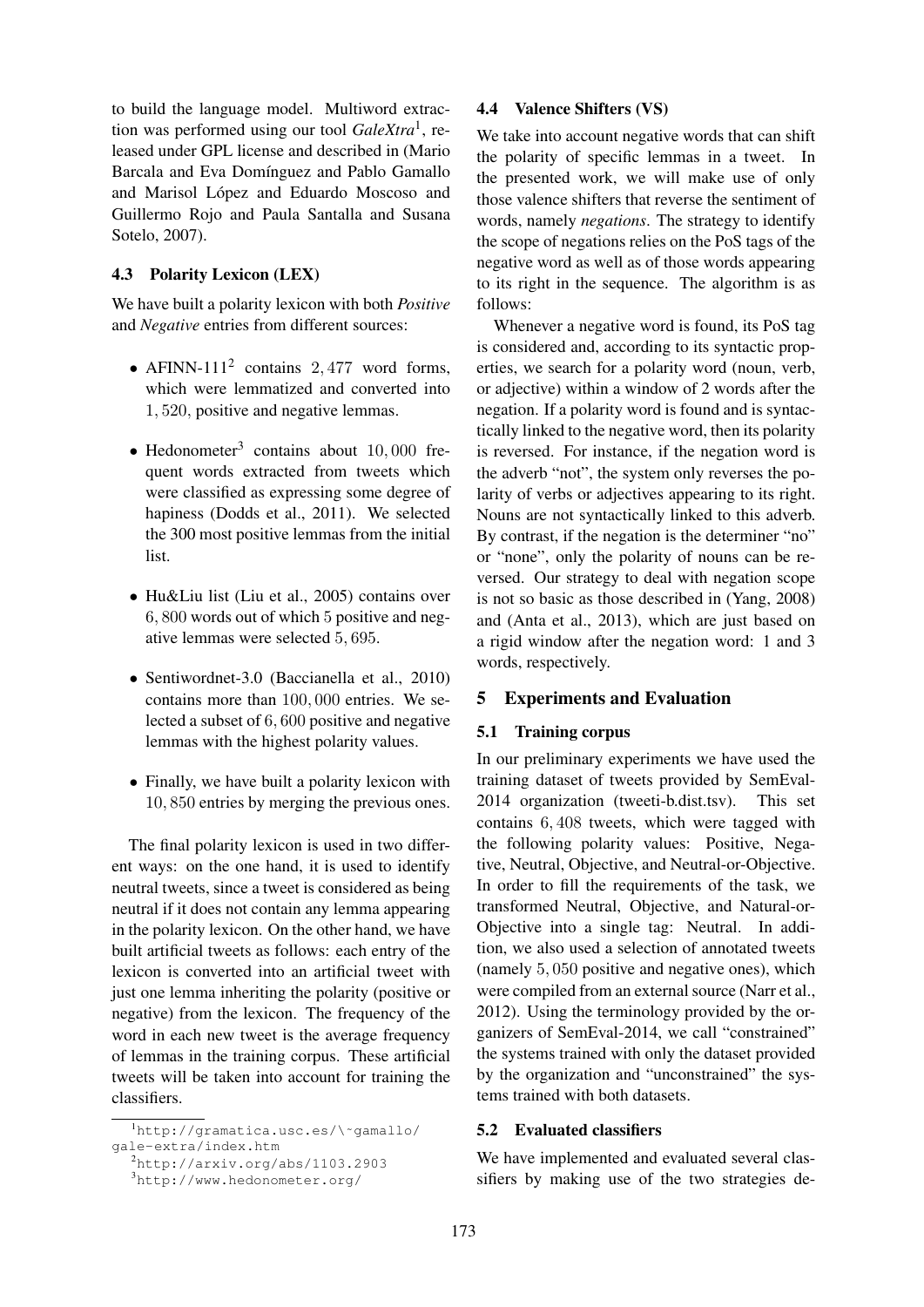to build the language model. Multiword extraction was performed using our tool *GaleXtra*[1], released under GPL license and described in (Mario Barcala and Eva Domínguez and Pablo Gamallo and Marisol López and Eduardo Moscoso and Guillermo Rojo and Paula Santalla and Susana Sotelo, 2007).

### 4.3 Polarity Lexicon (LEX)

We have built a polarity lexicon with both *Positive* and *Negative* entries from different sources:

- AFINN-111[2] contains 2,477 word forms, which were lemmatized and converted into 1,520, positive and negative lemmas.
- Hedonometer[3] contains about 10,000 frequent words extracted from tweets which were classified as expressing some degree of hapiness (Dodds et al., 2011). We selected the 300 most positive lemmas from the initial list.
- Hu&Liu list (Liu et al., 2005) contains over 6,800 words out of which 5 positive and negative lemmas were selected 5,695.
- Sentiwordnet-3.0 (Baccianella et al., 2010) contains more than 100,000 entries. We selected a subset of 6,600 positive and negative lemmas with the highest polarity values.
- Finally, we have built a polarity lexicon with 10,850 entries by merging the previous ones.

The final polarity lexicon is used in two different ways: on the one hand, it is used to identify neutral tweets, since a tweet is considered as being neutral if it does not contain any lemma appearing in the polarity lexicon. On the other hand, we have built artificial tweets as follows: each entry of the lexicon is converted into an artificial tweet with just one lemma inheriting the polarity (positive or negative) from the lexicon. The frequency of the word in each new tweet is the average frequency of lemmas in the training corpus. These artificial tweets will be taken into account for training the classifiers.

[1] http://gramatica.usc.es/\~gamallo/gale-extra/index.htm

[2] http://arxiv.org/abs/1103.2903

[3] http://www.hedonometer.org/

### 4.4 Valence Shifters (VS)

We take into account negative words that can shift the polarity of specific lemmas in a tweet. In the presented work, we will make use of only those valence shifters that reverse the sentiment of words, namely *negations*. The strategy to identify the scope of negations relies on the PoS tags of the negative word as well as of those words appearing to its right in the sequence. The algorithm is as follows:

Whenever a negative word is found, its PoS tag is considered and, according to its syntactic properties, we search for a polarity word (noun, verb, or adjective) within a window of 2 words after the negation. If a polarity word is found and is syntactically linked to the negative word, then its polarity is reversed. For instance, if the negation word is the adverb "not", the system only reverses the polarity of verbs or adjectives appearing to its right. Nouns are not syntactically linked to this adverb. By contrast, if the negation is the determiner "no" or "none", only the polarity of nouns can be reversed. Our strategy to deal with negation scope is not so basic as those described in (Yang, 2008) and (Anta et al., 2013), which are just based on a rigid window after the negation word: 1 and 3 words, respectively.

## 5 Experiments and Evaluation

### 5.1 Training corpus

In our preliminary experiments we have used the training dataset of tweets provided by SemEval-2014 organization (tweeti-b.dist.tsv). This set contains 6,408 tweets, which were tagged with the following polarity values: Positive, Negative, Neutral, Objective, and Neutral-or-Objective. In order to fill the requirements of the task, we transformed Neutral, Objective, and Natural-or-Objective into a single tag: Neutral. In addition, we also used a selection of annotated tweets (namely 5,050 positive and negative ones), which were compiled from an external source (Narr et al., 2012). Using the terminology provided by the organizers of SemEval-2014, we call "constrained" the systems trained with only the dataset provided by the organization and "unconstrained" the systems trained with both datasets.

### 5.2 Evaluated classifiers

We have implemented and evaluated several classifiers by making use of the two strategies de-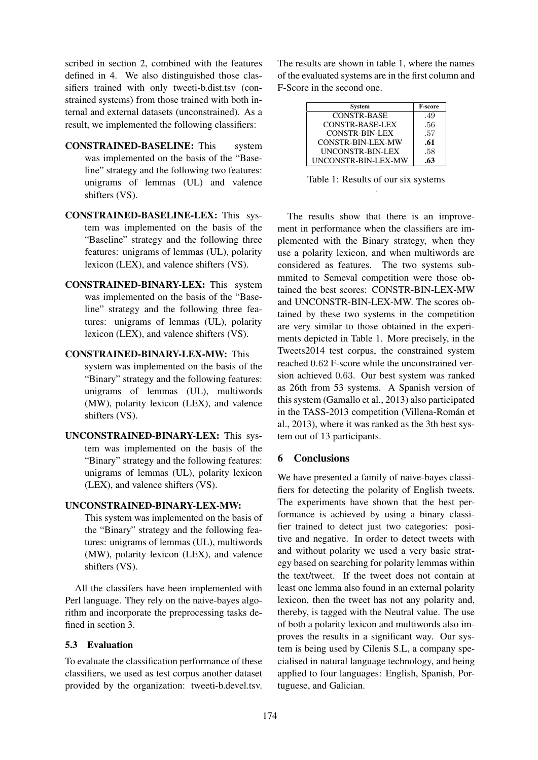scribed in section 2, combined with the features defined in 4. We also distinguished those classifiers trained with only tweeti-b.dist.tsv (constrained systems) from those trained with both internal and external datasets (unconstrained). As a result, we implemented the following classifiers:

**CONSTRAINED-BASELINE:** This system was implemented on the basis of the "Baseline" strategy and the following two features: unigrams of lemmas (UL) and valence shifters (VS).

**CONSTRAINED-BASELINE-LEX:** This system was implemented on the basis of the "Baseline" strategy and the following three features: unigrams of lemmas (UL), polarity lexicon (LEX), and valence shifters (VS).

**CONSTRAINED-BINARY-LEX:** This system was implemented on the basis of the "Baseline" strategy and the following three features: unigrams of lemmas (UL), polarity lexicon (LEX), and valence shifters (VS).

**CONSTRAINED-BINARY-LEX-MW:** This system was implemented on the basis of the "Binary" strategy and the following features: unigrams of lemmas (UL), multiwords (MW), polarity lexicon (LEX), and valence shifters (VS).

**UNCONSTRAINED-BINARY-LEX:** This system was implemented on the basis of the "Binary" strategy and the following features: unigrams of lemmas (UL), polarity lexicon (LEX), and valence shifters (VS).

**UNCONSTRAINED-BINARY-LEX-MW:** This system was implemented on the basis of the "Binary" strategy and the following features: unigrams of lemmas (UL), multiwords (MW), polarity lexicon (LEX), and valence shifters (VS).

All the classifers have been implemented with Perl language. They rely on the naive-bayes algorithm and incorporate the preprocessing tasks defined in section 3.

### 5.3 Evaluation

To evaluate the classification performance of these classifiers, we used as test corpus another dataset provided by the organization: tweeti-b.devel.tsv. The results are shown in table 1, where the names of the evaluated systems are in the first column and F-Score in the second one.

| System | F-score |
|---|---|
| CONSTR-BASE | .49 |
| CONSTR-BASE-LEX | .56 |
| CONSTR-BIN-LEX | .57 |
| CONSTR-BIN-LEX-MW | **.61** |
| UNCONSTR-BIN-LEX | .58 |
| UNCONSTR-BIN-LEX-MW | **.63** |

Table 1: Results of our six systems

The results show that there is an improvement in performance when the classifiers are implemented with the Binary strategy, when they use a polarity lexicon, and when multiwords are considered as features. The two systems submmited to Semeval competition were those obtained the best scores: CONSTR-BIN-LEX-MW and UNCONSTR-BIN-LEX-MW. The scores obtained by these two systems in the competition are very similar to those obtained in the experiments depicted in Table 1. More precisely, in the Tweets2014 test corpus, the constrained system reached 0.62 F-score while the unconstrained version achieved 0.63. Our best system was ranked as 26th from 53 systems. A Spanish version of this system (Gamallo et al., 2013) also participated in the TASS-2013 competition (Villena-Román et al., 2013), where it was ranked as the 3th best system out of 13 participants.

## 6 Conclusions

We have presented a family of naive-bayes classifiers for detecting the polarity of English tweets. The experiments have shown that the best performance is achieved by using a binary classifier trained to detect just two categories: positive and negative. In order to detect tweets with and without polarity we used a very basic strategy based on searching for polarity lemmas within the text/tweet. If the tweet does not contain at least one lemma also found in an external polarity lexicon, then the tweet has not any polarity and, thereby, is tagged with the Neutral value. The use of both a polarity lexicon and multiwords also improves the results in a significant way. Our system is being used by Cilenis S.L, a company specialised in natural language technology, and being applied to four languages: English, Spanish, Portuguese, and Galician.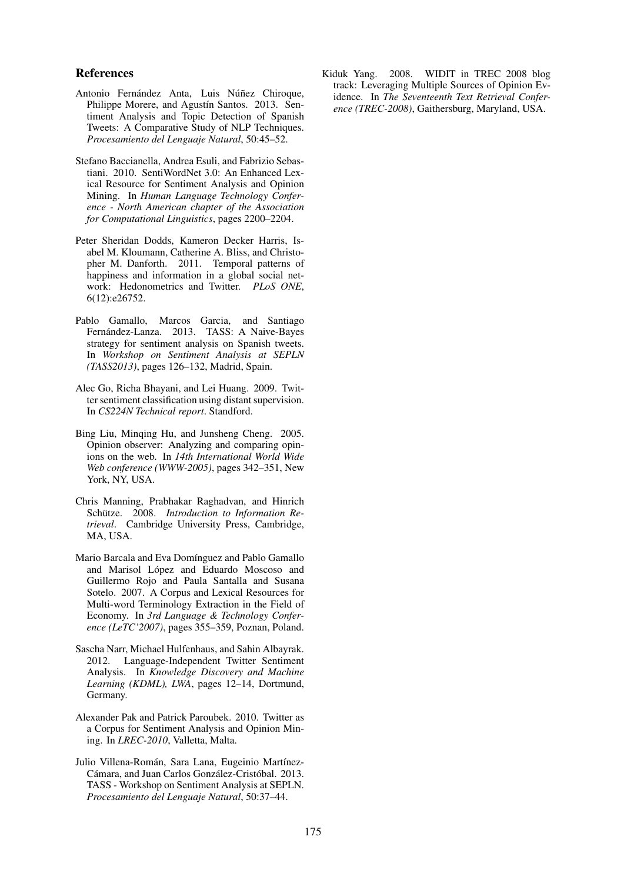## References

Antonio Fernández Anta, Luis Núñez Chiroque, Philippe Morere, and Agustín Santos. 2013. Sentiment Analysis and Topic Detection of Spanish Tweets: A Comparative Study of NLP Techniques. *Procesamiento del Lenguaje Natural*, 50:45–52.

Stefano Baccianella, Andrea Esuli, and Fabrizio Sebastiani. 2010. SentiWordNet 3.0: An Enhanced Lexical Resource for Sentiment Analysis and Opinion Mining. In *Human Language Technology Conference - North American chapter of the Association for Computational Linguistics*, pages 2200–2204.

Peter Sheridan Dodds, Kameron Decker Harris, Isabel M. Kloumann, Catherine A. Bliss, and Christopher M. Danforth. 2011. Temporal patterns of happiness and information in a global social network: Hedonometrics and Twitter. *PLoS ONE*, 6(12):e26752.

Pablo Gamallo, Marcos Garcia, and Santiago Fernández-Lanza. 2013. TASS: A Naive-Bayes strategy for sentiment analysis on Spanish tweets. In *Workshop on Sentiment Analysis at SEPLN (TASS2013)*, pages 126–132, Madrid, Spain.

Alec Go, Richa Bhayani, and Lei Huang. 2009. Twitter sentiment classification using distant supervision. In *CS224N Technical report*. Standford.

Bing Liu, Minqing Hu, and Junsheng Cheng. 2005. Opinion observer: Analyzing and comparing opinions on the web. In *14th International World Wide Web conference (WWW-2005)*, pages 342–351, New York, NY, USA.

Chris Manning, Prabhakar Raghadvan, and Hinrich Schütze. 2008. *Introduction to Information Retrieval*. Cambridge University Press, Cambridge, MA, USA.

Mario Barcala and Eva Domínguez and Pablo Gamallo and Marisol López and Eduardo Moscoso and Guillermo Rojo and Paula Santalla and Susana Sotelo. 2007. A Corpus and Lexical Resources for Multi-word Terminology Extraction in the Field of Economy. In *3rd Language & Technology Conference (LeTC'2007)*, pages 355–359, Poznan, Poland.

Sascha Narr, Michael Hulfenhaus, and Sahin Albayrak. 2012. Language-Independent Twitter Sentiment Analysis. In *Knowledge Discovery and Machine Learning (KDML), LWA*, pages 12–14, Dortmund, Germany.

Alexander Pak and Patrick Paroubek. 2010. Twitter as a Corpus for Sentiment Analysis and Opinion Mining. In *LREC-2010*, Valletta, Malta.

Julio Villena-Román, Sara Lana, Eugeinio Martínez-Cámara, and Juan Carlos González-Cristóbal. 2013. TASS - Workshop on Sentiment Analysis at SEPLN. *Procesamiento del Lenguaje Natural*, 50:37–44.

Kiduk Yang. 2008. WIDIT in TREC 2008 blog track: Leveraging Multiple Sources of Opinion Evidence. In *The Seventeenth Text Retrieval Conference (TREC-2008)*, Gaithersburg, Maryland, USA.